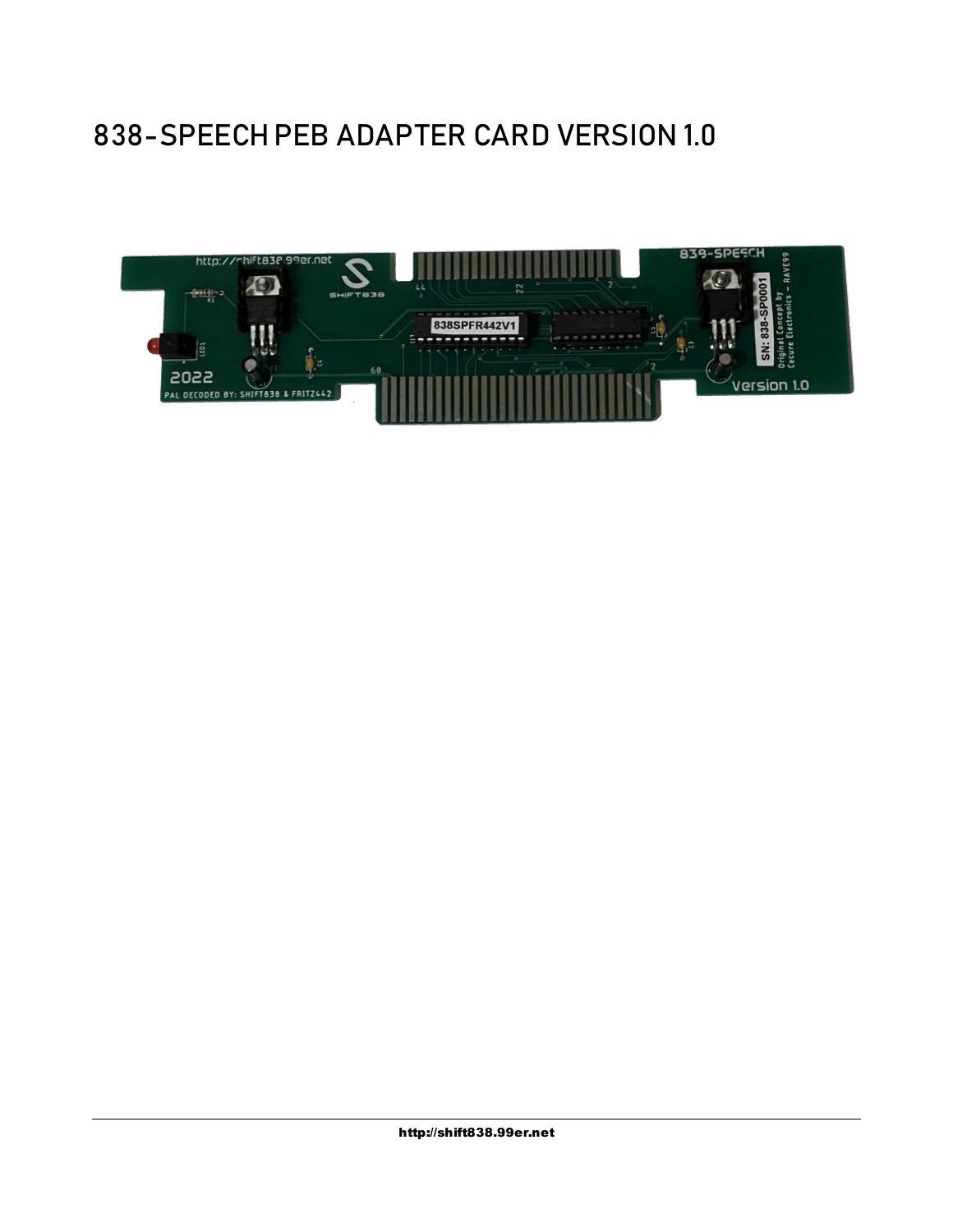# 838-SPEECH PEB ADAPTER CARD VERSION 1.0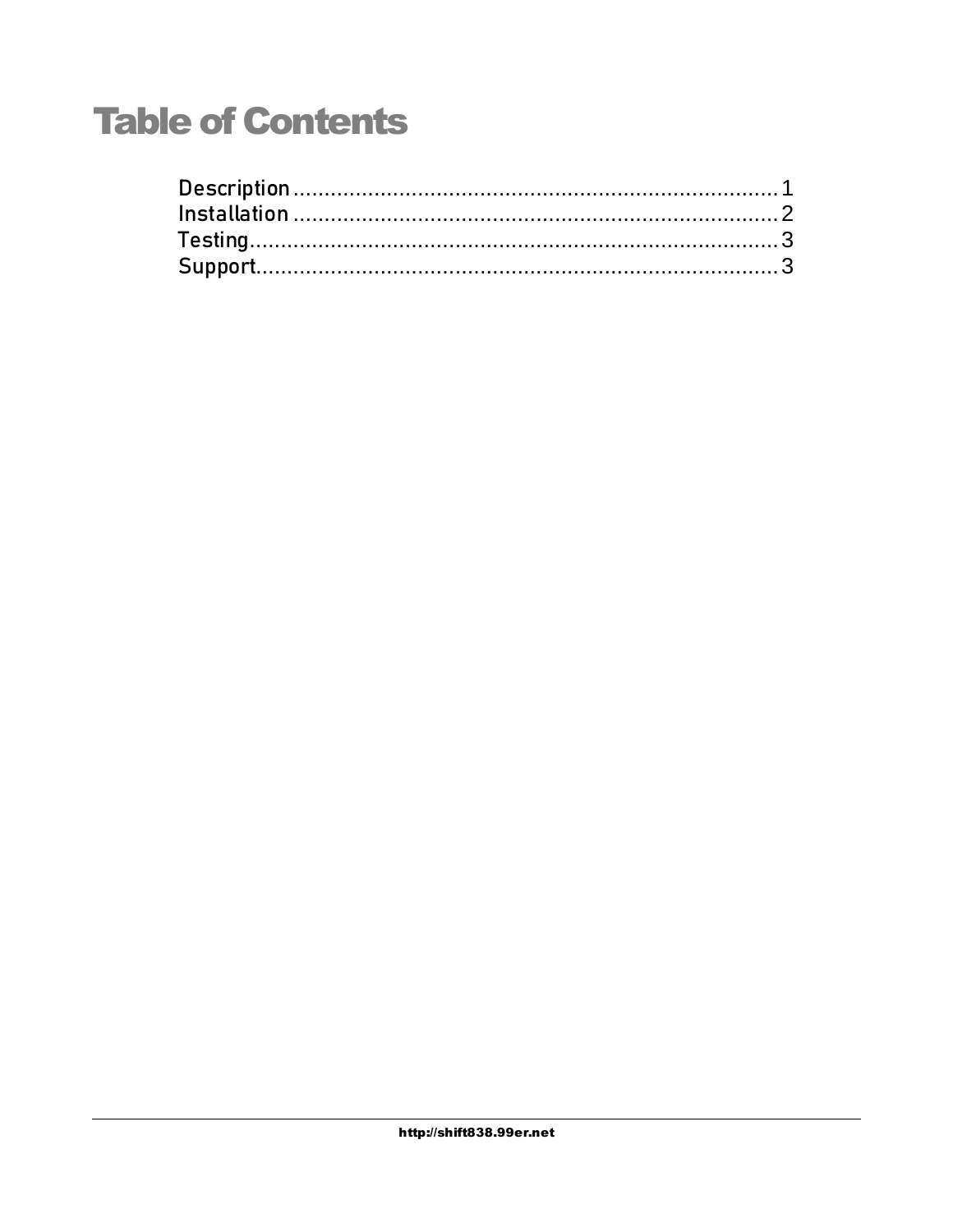# Table of Contents

Description ........................................................................ 1
Installation ........................................................................ 2
Testing ............................................................................. 3
Support ............................................................................. 3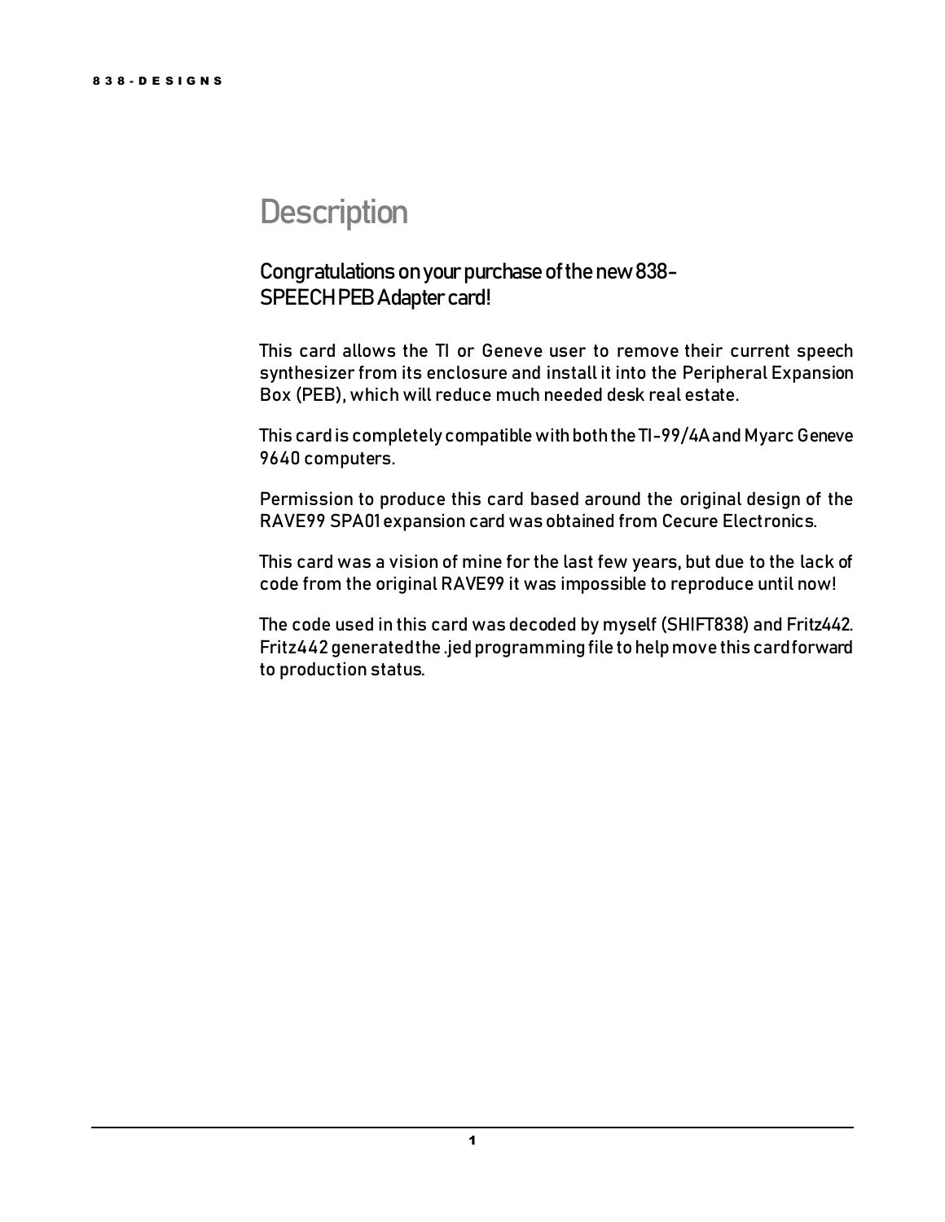# Description

## Congratulations on your purchase of the new 838-SPEECH PEB Adapter card!

This card allows the TI or Geneve user to remove their current speech synthesizer from its enclosure and install it into the Peripheral Expansion Box (PEB), which will reduce much needed desk real estate.

This card is completely compatible with both the TI-99/4A and Myarc Geneve 9640 computers.

Permission to produce this card based around the original design of the RAVE99 SPA01 expansion card was obtained from Cecure Electronics.

This card was a vision of mine for the last few years, but due to the lack of code from the original RAVE99 it was impossible to reproduce until now!

The code used in this card was decoded by myself (SHIFT838) and Fritz442. Fritz442 generated the .jed programming file to help move this card forward to production status.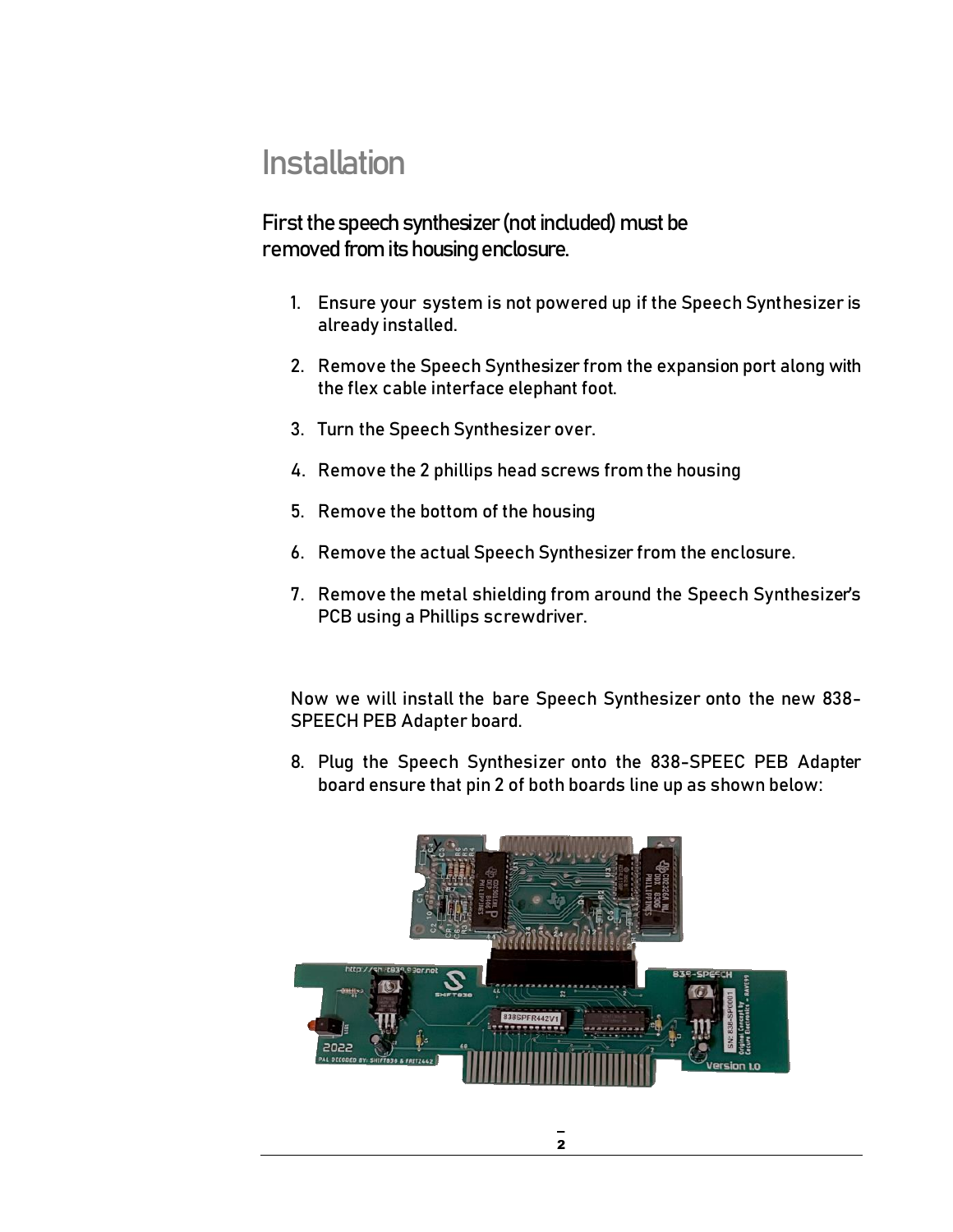# Installation

## First the speech synthesizer (not included) must be removed from its housing enclosure.

1. Ensure your system is not powered up if the Speech Synthesizer is already installed.
2. Remove the Speech Synthesizer from the expansion port along with the flex cable interface elephant foot.
3. Turn the Speech Synthesizer over.
4. Remove the 2 phillips head screws from the housing
5. Remove the bottom of the housing
6. Remove the actual Speech Synthesizer from the enclosure.
7. Remove the metal shielding from around the Speech Synthesizer's PCB using a Phillips screwdriver.

Now we will install the bare Speech Synthesizer onto the new 838-SPEECH PEB Adapter board.

8. Plug the Speech Synthesizer onto the 838-SPEEC PEB Adapter board ensure that pin 2 of both boards line up as shown below: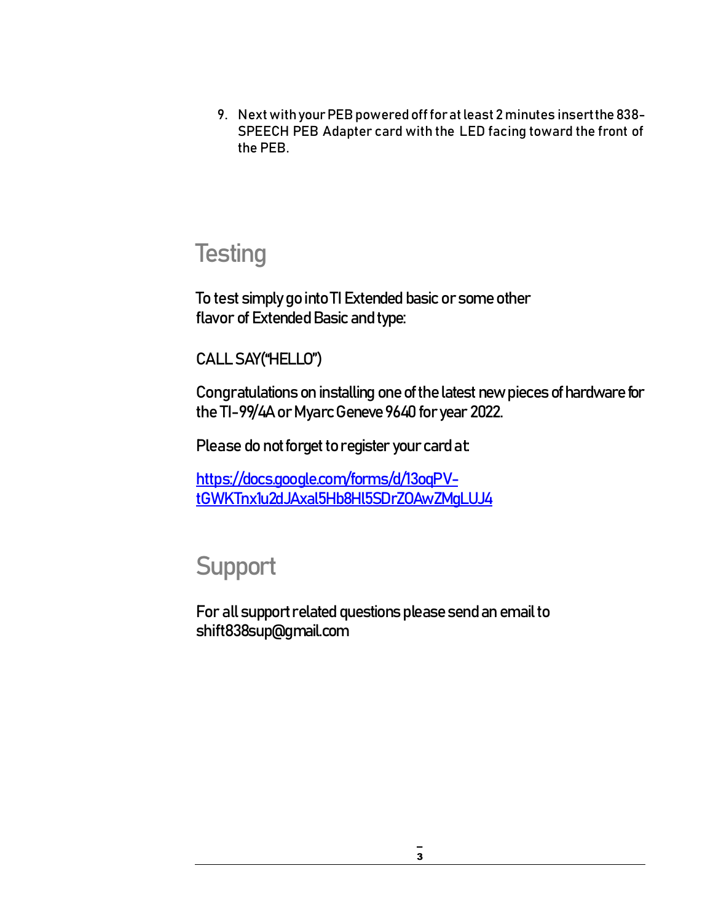9. Next with your PEB powered off for at least 2 minutes insert the 838-SPEECH PEB Adapter card with the LED facing toward the front of the PEB.

## Testing

To test simply go into TI Extended basic or some other flavor of Extended Basic and type:

CALL SAY("HELLO")

Congratulations on installing one of the latest new pieces of hardware for the TI-99/4A or Myarc Geneve 9640 for year 2022.

Please do not forget to register your card at:

https://docs.google.com/forms/d/13oqPV-tGWKTnx1u2dJAxal5Hb8Hl5SDrZOAwZMgLUJ4

## Support

For all support related questions please send an email to shift838sup@gmail.com